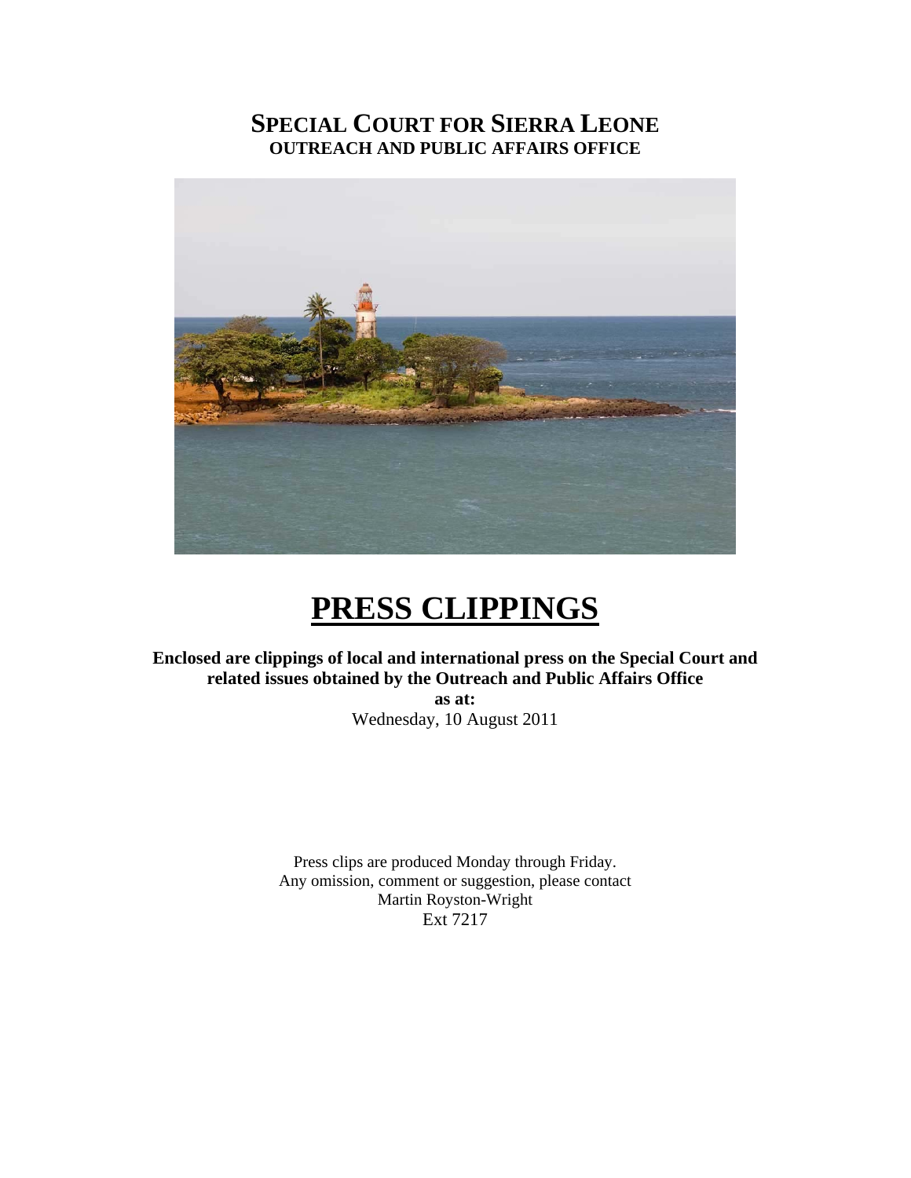# SPECIAL COURT FOR SIERRA LEONE
## OUTREACH AND PUBLIC AFFAIRS OFFICE

# PRESS CLIPPINGS

**Enclosed are clippings of local and international press on the Special Court and related issues obtained by the Outreach and Public Affairs Office**

**as at:**

Wednesday, 10 August 2011

Press clips are produced Monday through Friday.
Any omission, comment or suggestion, please contact
Martin Royston-Wright
Ext 7217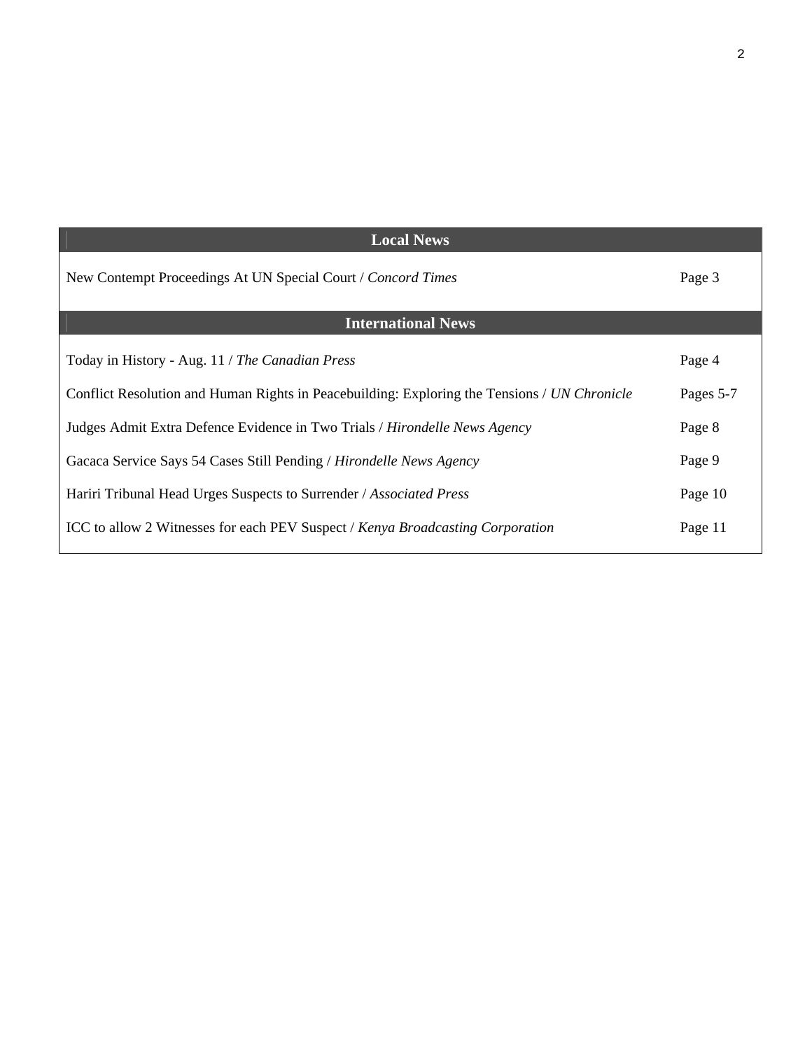## Local News

| | |
|---|---|
| New Contempt Proceedings At UN Special Court / *Concord Times* | Page 3 |

## International News

| | |
|---|---|
| Today in History - Aug. 11 / *The Canadian Press* | Page 4 |
| Conflict Resolution and Human Rights in Peacebuilding: Exploring the Tensions / *UN Chronicle* | Pages 5-7 |
| Judges Admit Extra Defence Evidence in Two Trials / *Hirondelle News Agency* | Page 8 |
| Gacaca Service Says 54 Cases Still Pending / *Hirondelle News Agency* | Page 9 |
| Hariri Tribunal Head Urges Suspects to Surrender / *Associated Press* | Page 10 |
| ICC to allow 2 Witnesses for each PEV Suspect / *Kenya Broadcasting Corporation* | Page 11 |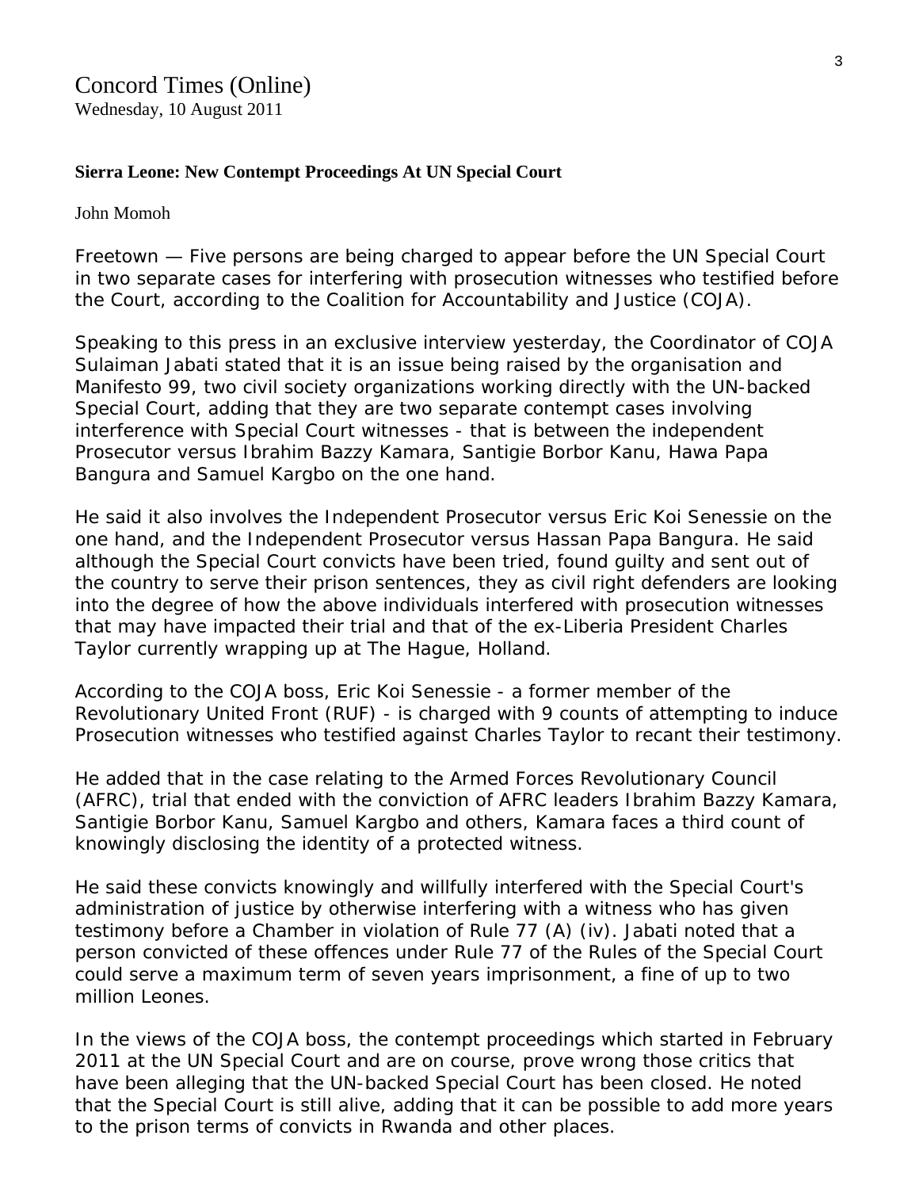Concord Times (Online)
Wednesday, 10 August 2011

**Sierra Leone: New Contempt Proceedings At UN Special Court**

John Momoh

Freetown — Five persons are being charged to appear before the UN Special Court in two separate cases for interfering with prosecution witnesses who testified before the Court, according to the Coalition for Accountability and Justice (COJA).

Speaking to this press in an exclusive interview yesterday, the Coordinator of COJA Sulaiman Jabati stated that it is an issue being raised by the organisation and Manifesto 99, two civil society organizations working directly with the UN-backed Special Court, adding that they are two separate contempt cases involving interference with Special Court witnesses - that is between the independent Prosecutor versus Ibrahim Bazzy Kamara, Santigie Borbor Kanu, Hawa Papa Bangura and Samuel Kargbo on the one hand.

He said it also involves the Independent Prosecutor versus Eric Koi Senessie on the one hand, and the Independent Prosecutor versus Hassan Papa Bangura. He said although the Special Court convicts have been tried, found guilty and sent out of the country to serve their prison sentences, they as civil right defenders are looking into the degree of how the above individuals interfered with prosecution witnesses that may have impacted their trial and that of the ex-Liberia President Charles Taylor currently wrapping up at The Hague, Holland.

According to the COJA boss, Eric Koi Senessie - a former member of the Revolutionary United Front (RUF) - is charged with 9 counts of attempting to induce Prosecution witnesses who testified against Charles Taylor to recant their testimony.

He added that in the case relating to the Armed Forces Revolutionary Council (AFRC), trial that ended with the conviction of AFRC leaders Ibrahim Bazzy Kamara, Santigie Borbor Kanu, Samuel Kargbo and others, Kamara faces a third count of knowingly disclosing the identity of a protected witness.

He said these convicts knowingly and willfully interfered with the Special Court's administration of justice by otherwise interfering with a witness who has given testimony before a Chamber in violation of Rule 77 (A) (iv). Jabati noted that a person convicted of these offences under Rule 77 of the Rules of the Special Court could serve a maximum term of seven years imprisonment, a fine of up to two million Leones.

In the views of the COJA boss, the contempt proceedings which started in February 2011 at the UN Special Court and are on course, prove wrong those critics that have been alleging that the UN-backed Special Court has been closed. He noted that the Special Court is still alive, adding that it can be possible to add more years to the prison terms of convicts in Rwanda and other places.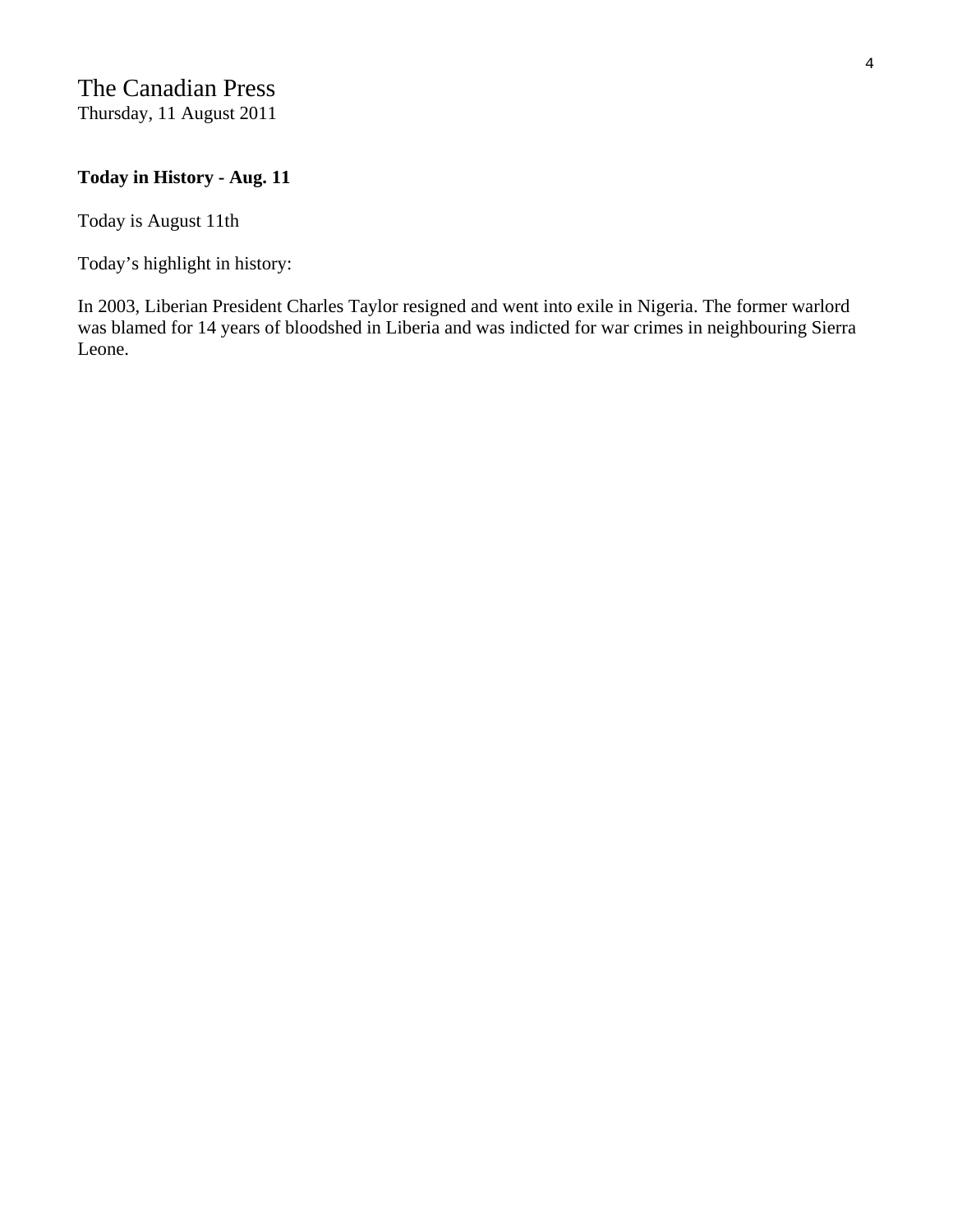The Canadian Press
Thursday, 11 August 2011

**Today in History - Aug. 11**

Today is August 11th

Today's highlight in history:

In 2003, Liberian President Charles Taylor resigned and went into exile in Nigeria. The former warlord was blamed for 14 years of bloodshed in Liberia and was indicted for war crimes in neighbouring Sierra Leone.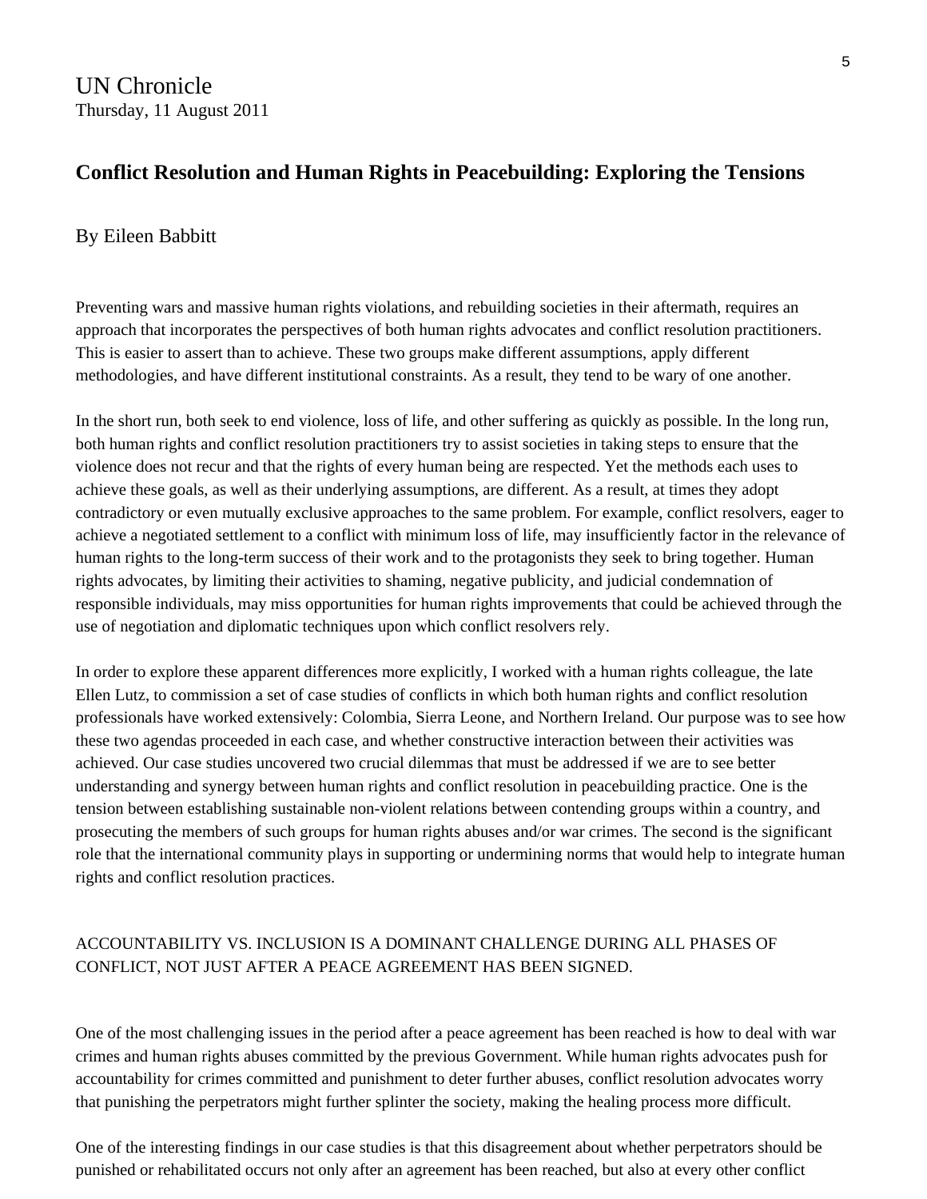UN Chronicle
Thursday, 11 August 2011

## Conflict Resolution and Human Rights in Peacebuilding: Exploring the Tensions

By Eileen Babbitt

Preventing wars and massive human rights violations, and rebuilding societies in their aftermath, requires an approach that incorporates the perspectives of both human rights advocates and conflict resolution practitioners. This is easier to assert than to achieve. These two groups make different assumptions, apply different methodologies, and have different institutional constraints. As a result, they tend to be wary of one another.

In the short run, both seek to end violence, loss of life, and other suffering as quickly as possible. In the long run, both human rights and conflict resolution practitioners try to assist societies in taking steps to ensure that the violence does not recur and that the rights of every human being are respected. Yet the methods each uses to achieve these goals, as well as their underlying assumptions, are different. As a result, at times they adopt contradictory or even mutually exclusive approaches to the same problem. For example, conflict resolvers, eager to achieve a negotiated settlement to a conflict with minimum loss of life, may insufficiently factor in the relevance of human rights to the long-term success of their work and to the protagonists they seek to bring together. Human rights advocates, by limiting their activities to shaming, negative publicity, and judicial condemnation of responsible individuals, may miss opportunities for human rights improvements that could be achieved through the use of negotiation and diplomatic techniques upon which conflict resolvers rely.

In order to explore these apparent differences more explicitly, I worked with a human rights colleague, the late Ellen Lutz, to commission a set of case studies of conflicts in which both human rights and conflict resolution professionals have worked extensively: Colombia, Sierra Leone, and Northern Ireland. Our purpose was to see how these two agendas proceeded in each case, and whether constructive interaction between their activities was achieved. Our case studies uncovered two crucial dilemmas that must be addressed if we are to see better understanding and synergy between human rights and conflict resolution in peacebuilding practice. One is the tension between establishing sustainable non-violent relations between contending groups within a country, and prosecuting the members of such groups for human rights abuses and/or war crimes. The second is the significant role that the international community plays in supporting or undermining norms that would help to integrate human rights and conflict resolution practices.

ACCOUNTABILITY VS. INCLUSION IS A DOMINANT CHALLENGE DURING ALL PHASES OF CONFLICT, NOT JUST AFTER A PEACE AGREEMENT HAS BEEN SIGNED.

One of the most challenging issues in the period after a peace agreement has been reached is how to deal with war crimes and human rights abuses committed by the previous Government. While human rights advocates push for accountability for crimes committed and punishment to deter further abuses, conflict resolution advocates worry that punishing the perpetrators might further splinter the society, making the healing process more difficult.

One of the interesting findings in our case studies is that this disagreement about whether perpetrators should be punished or rehabilitated occurs not only after an agreement has been reached, but also at every other conflict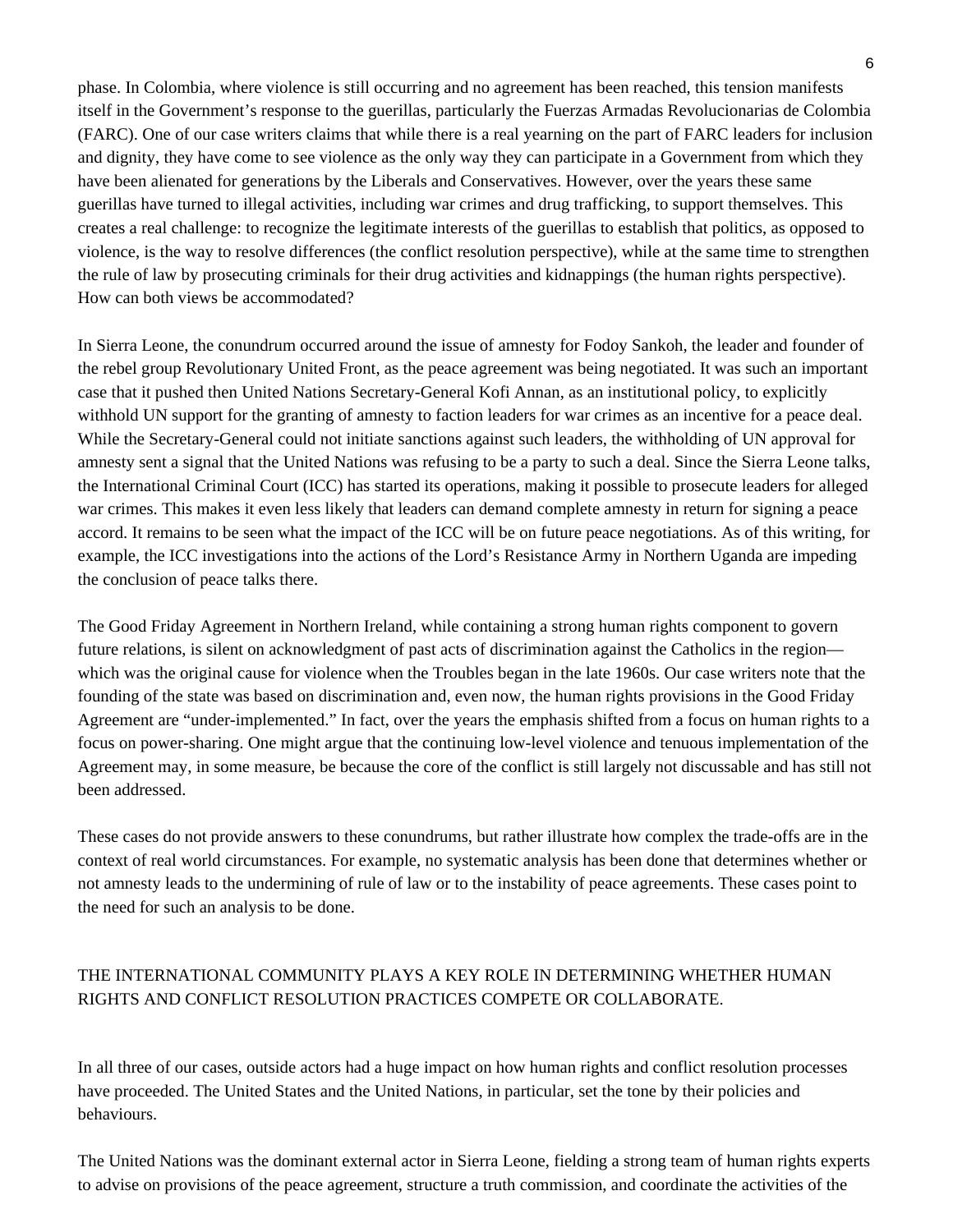phase. In Colombia, where violence is still occurring and no agreement has been reached, this tension manifests itself in the Government's response to the guerillas, particularly the Fuerzas Armadas Revolucionarias de Colombia (FARC). One of our case writers claims that while there is a real yearning on the part of FARC leaders for inclusion and dignity, they have come to see violence as the only way they can participate in a Government from which they have been alienated for generations by the Liberals and Conservatives. However, over the years these same guerillas have turned to illegal activities, including war crimes and drug trafficking, to support themselves. This creates a real challenge: to recognize the legitimate interests of the guerillas to establish that politics, as opposed to violence, is the way to resolve differences (the conflict resolution perspective), while at the same time to strengthen the rule of law by prosecuting criminals for their drug activities and kidnappings (the human rights perspective). How can both views be accommodated?

In Sierra Leone, the conundrum occurred around the issue of amnesty for Fodoy Sankoh, the leader and founder of the rebel group Revolutionary United Front, as the peace agreement was being negotiated. It was such an important case that it pushed then United Nations Secretary-General Kofi Annan, as an institutional policy, to explicitly withhold UN support for the granting of amnesty to faction leaders for war crimes as an incentive for a peace deal. While the Secretary-General could not initiate sanctions against such leaders, the withholding of UN approval for amnesty sent a signal that the United Nations was refusing to be a party to such a deal. Since the Sierra Leone talks, the International Criminal Court (ICC) has started its operations, making it possible to prosecute leaders for alleged war crimes. This makes it even less likely that leaders can demand complete amnesty in return for signing a peace accord. It remains to be seen what the impact of the ICC will be on future peace negotiations. As of this writing, for example, the ICC investigations into the actions of the Lord's Resistance Army in Northern Uganda are impeding the conclusion of peace talks there.

The Good Friday Agreement in Northern Ireland, while containing a strong human rights component to govern future relations, is silent on acknowledgment of past acts of discrimination against the Catholics in the region—which was the original cause for violence when the Troubles began in the late 1960s. Our case writers note that the founding of the state was based on discrimination and, even now, the human rights provisions in the Good Friday Agreement are "under-implemented." In fact, over the years the emphasis shifted from a focus on human rights to a focus on power-sharing. One might argue that the continuing low-level violence and tenuous implementation of the Agreement may, in some measure, be because the core of the conflict is still largely not discussable and has still not been addressed.

These cases do not provide answers to these conundrums, but rather illustrate how complex the trade-offs are in the context of real world circumstances. For example, no systematic analysis has been done that determines whether or not amnesty leads to the undermining of rule of law or to the instability of peace agreements. These cases point to the need for such an analysis to be done.

## THE INTERNATIONAL COMMUNITY PLAYS A KEY ROLE IN DETERMINING WHETHER HUMAN RIGHTS AND CONFLICT RESOLUTION PRACTICES COMPETE OR COLLABORATE.

In all three of our cases, outside actors had a huge impact on how human rights and conflict resolution processes have proceeded. The United States and the United Nations, in particular, set the tone by their policies and behaviours.

The United Nations was the dominant external actor in Sierra Leone, fielding a strong team of human rights experts to advise on provisions of the peace agreement, structure a truth commission, and coordinate the activities of the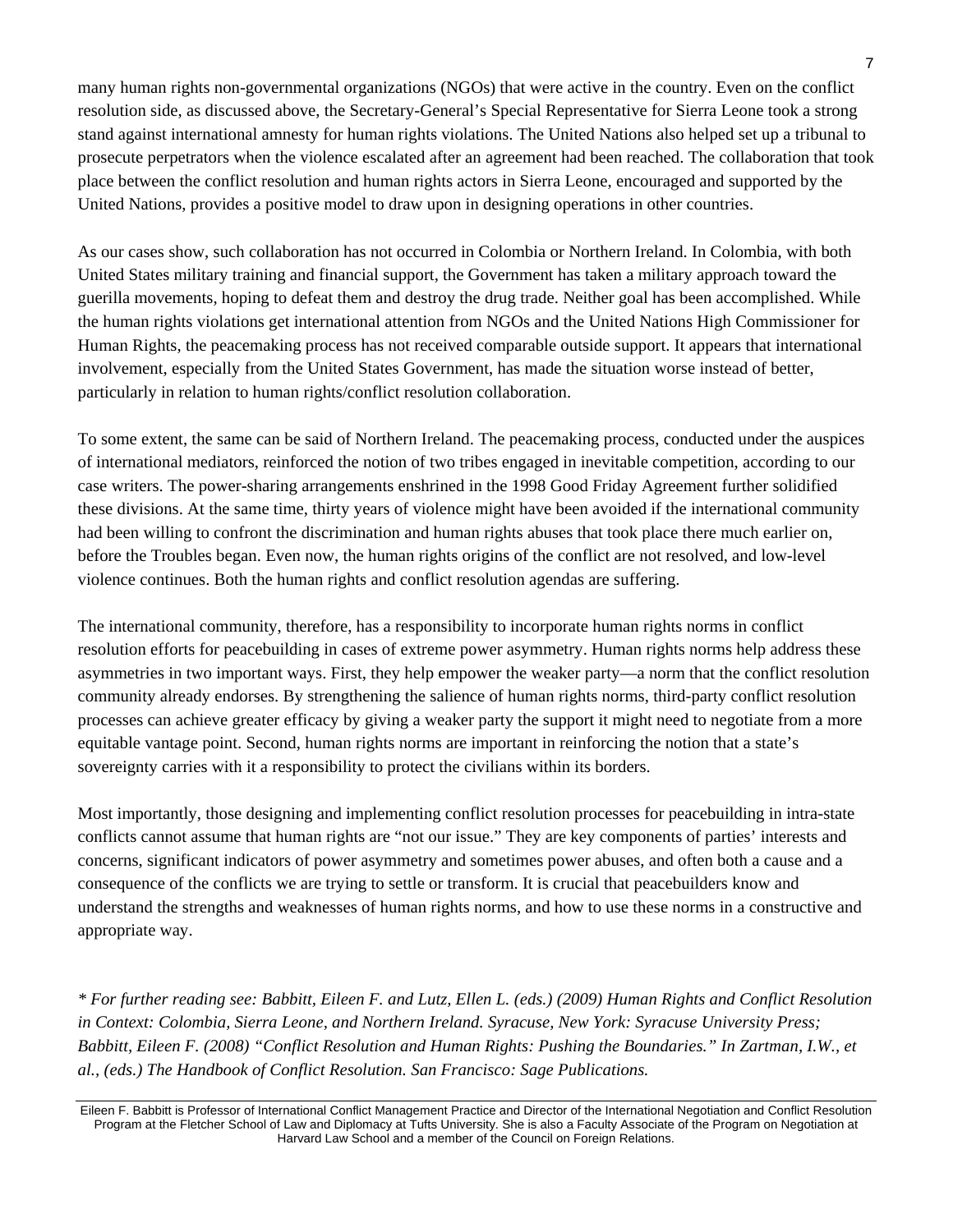many human rights non-governmental organizations (NGOs) that were active in the country. Even on the conflict resolution side, as discussed above, the Secretary-General's Special Representative for Sierra Leone took a strong stand against international amnesty for human rights violations. The United Nations also helped set up a tribunal to prosecute perpetrators when the violence escalated after an agreement had been reached. The collaboration that took place between the conflict resolution and human rights actors in Sierra Leone, encouraged and supported by the United Nations, provides a positive model to draw upon in designing operations in other countries.

As our cases show, such collaboration has not occurred in Colombia or Northern Ireland. In Colombia, with both United States military training and financial support, the Government has taken a military approach toward the guerilla movements, hoping to defeat them and destroy the drug trade. Neither goal has been accomplished. While the human rights violations get international attention from NGOs and the United Nations High Commissioner for Human Rights, the peacemaking process has not received comparable outside support. It appears that international involvement, especially from the United States Government, has made the situation worse instead of better, particularly in relation to human rights/conflict resolution collaboration.

To some extent, the same can be said of Northern Ireland. The peacemaking process, conducted under the auspices of international mediators, reinforced the notion of two tribes engaged in inevitable competition, according to our case writers. The power-sharing arrangements enshrined in the 1998 Good Friday Agreement further solidified these divisions. At the same time, thirty years of violence might have been avoided if the international community had been willing to confront the discrimination and human rights abuses that took place there much earlier on, before the Troubles began. Even now, the human rights origins of the conflict are not resolved, and low-level violence continues. Both the human rights and conflict resolution agendas are suffering.

The international community, therefore, has a responsibility to incorporate human rights norms in conflict resolution efforts for peacebuilding in cases of extreme power asymmetry. Human rights norms help address these asymmetries in two important ways. First, they help empower the weaker party—a norm that the conflict resolution community already endorses. By strengthening the salience of human rights norms, third-party conflict resolution processes can achieve greater efficacy by giving a weaker party the support it might need to negotiate from a more equitable vantage point. Second, human rights norms are important in reinforcing the notion that a state's sovereignty carries with it a responsibility to protect the civilians within its borders.

Most importantly, those designing and implementing conflict resolution processes for peacebuilding in intra-state conflicts cannot assume that human rights are "not our issue." They are key components of parties' interests and concerns, significant indicators of power asymmetry and sometimes power abuses, and often both a cause and a consequence of the conflicts we are trying to settle or transform. It is crucial that peacebuilders know and understand the strengths and weaknesses of human rights norms, and how to use these norms in a constructive and appropriate way.

*\* For further reading see: Babbitt, Eileen F. and Lutz, Ellen L. (eds.) (2009) Human Rights and Conflict Resolution in Context: Colombia, Sierra Leone, and Northern Ireland. Syracuse, New York: Syracuse University Press; Babbitt, Eileen F. (2008) "Conflict Resolution and Human Rights: Pushing the Boundaries." In Zartman, I.W., et al., (eds.) The Handbook of Conflict Resolution. San Francisco: Sage Publications.*

---

Eileen F. Babbitt is Professor of International Conflict Management Practice and Director of the International Negotiation and Conflict Resolution Program at the Fletcher School of Law and Diplomacy at Tufts University. She is also a Faculty Associate of the Program on Negotiation at Harvard Law School and a member of the Council on Foreign Relations.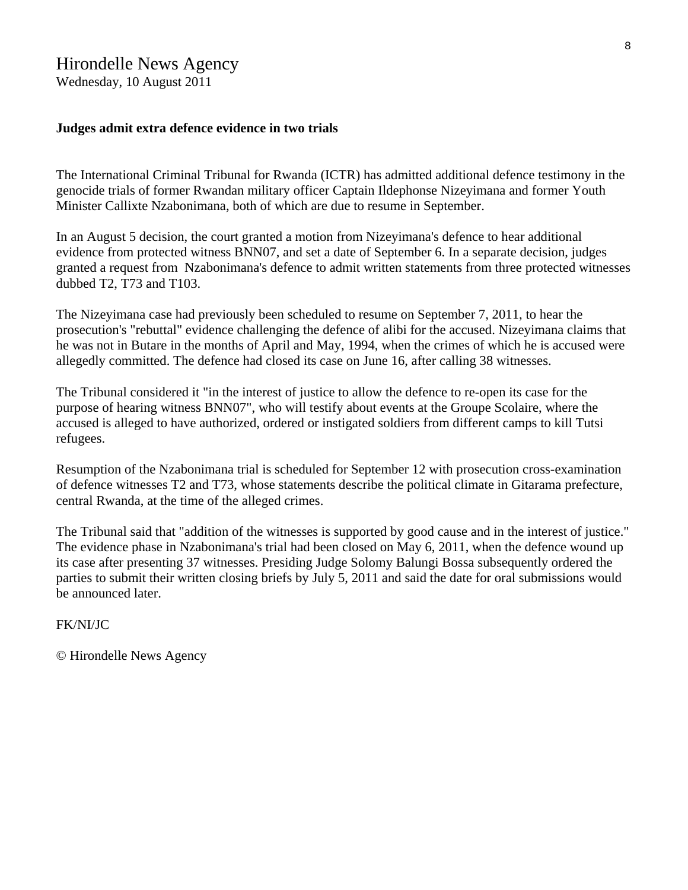# Hirondelle News Agency

Wednesday, 10 August 2011

**Judges admit extra defence evidence in two trials**

The International Criminal Tribunal for Rwanda (ICTR) has admitted additional defence testimony in the genocide trials of former Rwandan military officer Captain Ildephonse Nizeyimana and former Youth Minister Callixte Nzabonimana, both of which are due to resume in September.

In an August 5 decision, the court granted a motion from Nizeyimana's defence to hear additional evidence from protected witness BNN07, and set a date of September 6. In a separate decision, judges granted a request from Nzabonimana's defence to admit written statements from three protected witnesses dubbed T2, T73 and T103.

The Nizeyimana case had previously been scheduled to resume on September 7, 2011, to hear the prosecution's "rebuttal" evidence challenging the defence of alibi for the accused. Nizeyimana claims that he was not in Butare in the months of April and May, 1994, when the crimes of which he is accused were allegedly committed. The defence had closed its case on June 16, after calling 38 witnesses.

The Tribunal considered it "in the interest of justice to allow the defence to re-open its case for the purpose of hearing witness BNN07", who will testify about events at the Groupe Scolaire, where the accused is alleged to have authorized, ordered or instigated soldiers from different camps to kill Tutsi refugees.

Resumption of the Nzabonimana trial is scheduled for September 12 with prosecution cross-examination of defence witnesses T2 and T73, whose statements describe the political climate in Gitarama prefecture, central Rwanda, at the time of the alleged crimes.

The Tribunal said that "addition of the witnesses is supported by good cause and in the interest of justice." The evidence phase in Nzabonimana's trial had been closed on May 6, 2011, when the defence wound up its case after presenting 37 witnesses. Presiding Judge Solomy Balungi Bossa subsequently ordered the parties to submit their written closing briefs by July 5, 2011 and said the date for oral submissions would be announced later.

FK/NI/JC

© Hirondelle News Agency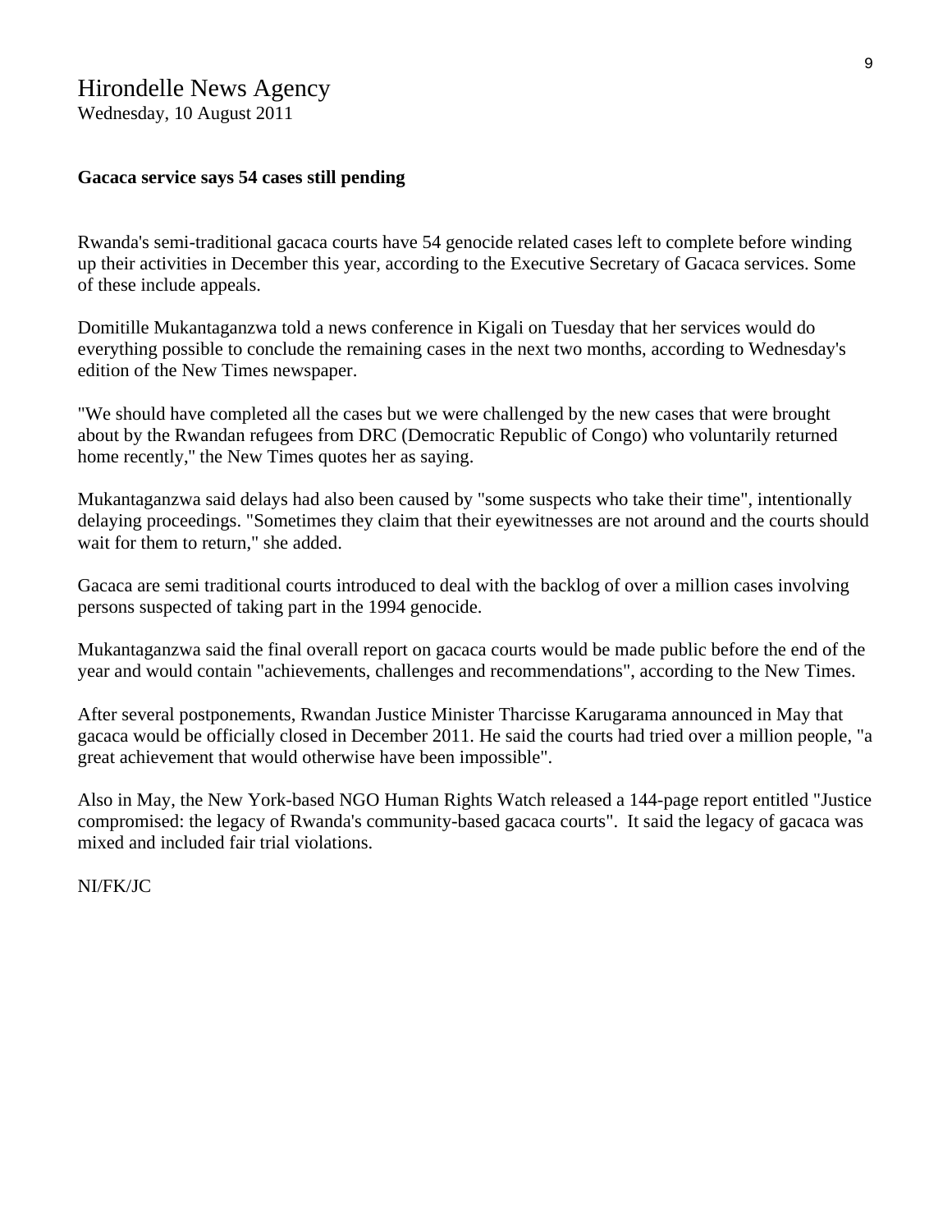# Hirondelle News Agency

Wednesday, 10 August 2011

**Gacaca service says 54 cases still pending**

Rwanda's semi-traditional gacaca courts have 54 genocide related cases left to complete before winding up their activities in December this year, according to the Executive Secretary of Gacaca services. Some of these include appeals.

Domitille Mukantaganzwa told a news conference in Kigali on Tuesday that her services would do everything possible to conclude the remaining cases in the next two months, according to Wednesday's edition of the New Times newspaper.

"We should have completed all the cases but we were challenged by the new cases that were brought about by the Rwandan refugees from DRC (Democratic Republic of Congo) who voluntarily returned home recently," the New Times quotes her as saying.

Mukantaganzwa said delays had also been caused by "some suspects who take their time", intentionally delaying proceedings. "Sometimes they claim that their eyewitnesses are not around and the courts should wait for them to return," she added.

Gacaca are semi traditional courts introduced to deal with the backlog of over a million cases involving persons suspected of taking part in the 1994 genocide.

Mukantaganzwa said the final overall report on gacaca courts would be made public before the end of the year and would contain "achievements, challenges and recommendations", according to the New Times.

After several postponements, Rwandan Justice Minister Tharcisse Karugarama announced in May that gacaca would be officially closed in December 2011. He said the courts had tried over a million people, "a great achievement that would otherwise have been impossible".

Also in May, the New York-based NGO Human Rights Watch released a 144-page report entitled "Justice compromised: the legacy of Rwanda's community-based gacaca courts". It said the legacy of gacaca was mixed and included fair trial violations.

NI/FK/JC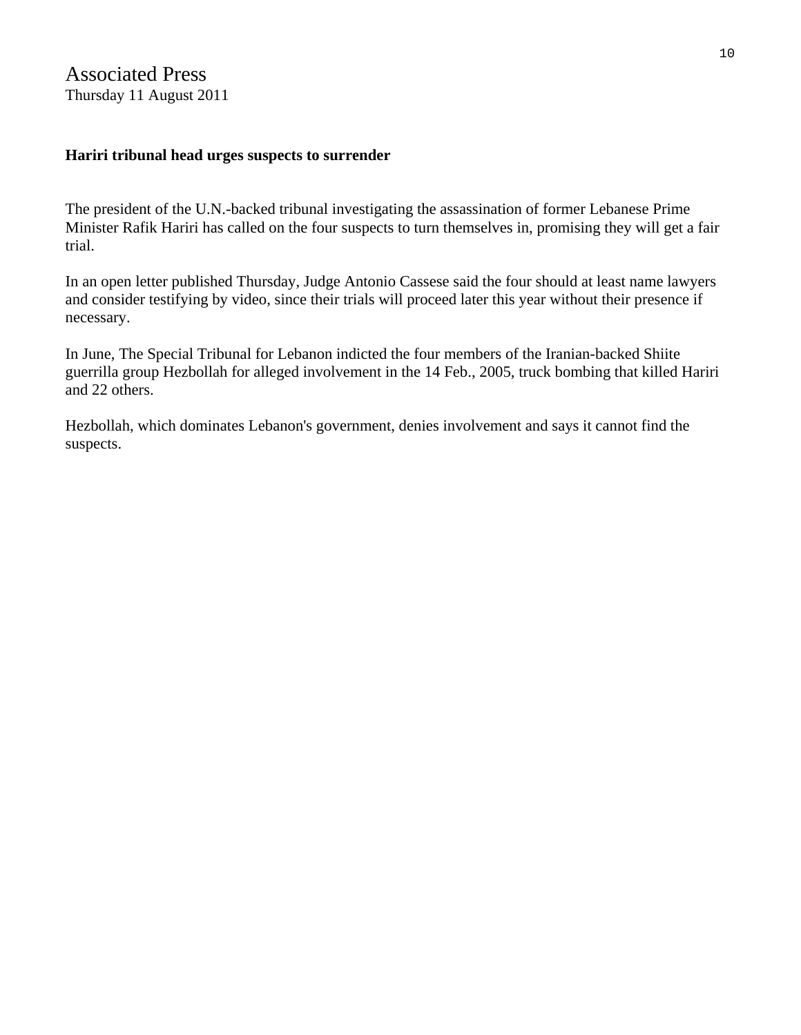Associated Press
Thursday 11 August 2011

**Hariri tribunal head urges suspects to surrender**

The president of the U.N.-backed tribunal investigating the assassination of former Lebanese Prime Minister Rafik Hariri has called on the four suspects to turn themselves in, promising they will get a fair trial.

In an open letter published Thursday, Judge Antonio Cassese said the four should at least name lawyers and consider testifying by video, since their trials will proceed later this year without their presence if necessary.

In June, The Special Tribunal for Lebanon indicted the four members of the Iranian-backed Shiite guerrilla group Hezbollah for alleged involvement in the 14 Feb., 2005, truck bombing that killed Hariri and 22 others.

Hezbollah, which dominates Lebanon's government, denies involvement and says it cannot find the suspects.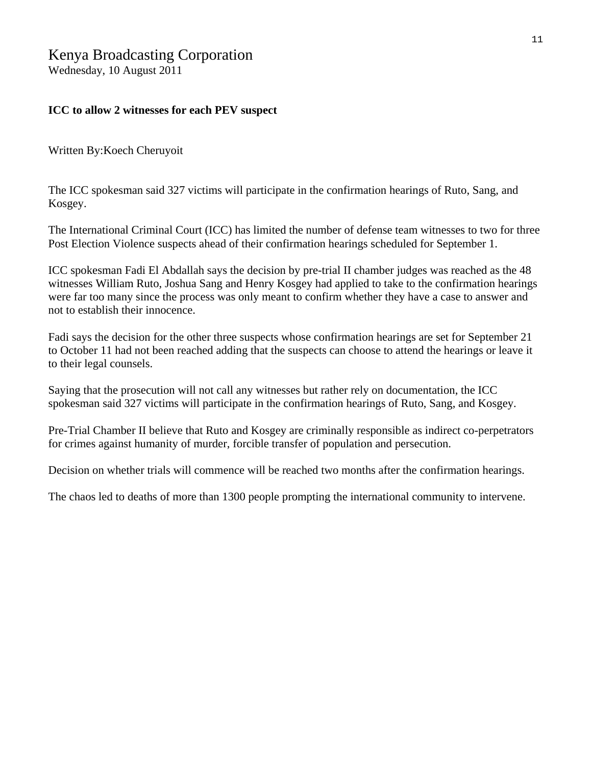Kenya Broadcasting Corporation
Wednesday, 10 August 2011

**ICC to allow 2 witnesses for each PEV suspect**

Written By:Koech Cheruyoit

The ICC spokesman said 327 victims will participate in the confirmation hearings of Ruto, Sang, and Kosgey.

The International Criminal Court (ICC) has limited the number of defense team witnesses to two for three Post Election Violence suspects ahead of their confirmation hearings scheduled for September 1.

ICC spokesman Fadi El Abdallah says the decision by pre-trial II chamber judges was reached as the 48 witnesses William Ruto, Joshua Sang and Henry Kosgey had applied to take to the confirmation hearings were far too many since the process was only meant to confirm whether they have a case to answer and not to establish their innocence.

Fadi says the decision for the other three suspects whose confirmation hearings are set for September 21 to October 11 had not been reached adding that the suspects can choose to attend the hearings or leave it to their legal counsels.

Saying that the prosecution will not call any witnesses but rather rely on documentation, the ICC spokesman said 327 victims will participate in the confirmation hearings of Ruto, Sang, and Kosgey.

Pre-Trial Chamber II believe that Ruto and Kosgey are criminally responsible as indirect co-perpetrators for crimes against humanity of murder, forcible transfer of population and persecution.

Decision on whether trials will commence will be reached two months after the confirmation hearings.

The chaos led to deaths of more than 1300 people prompting the international community to intervene.